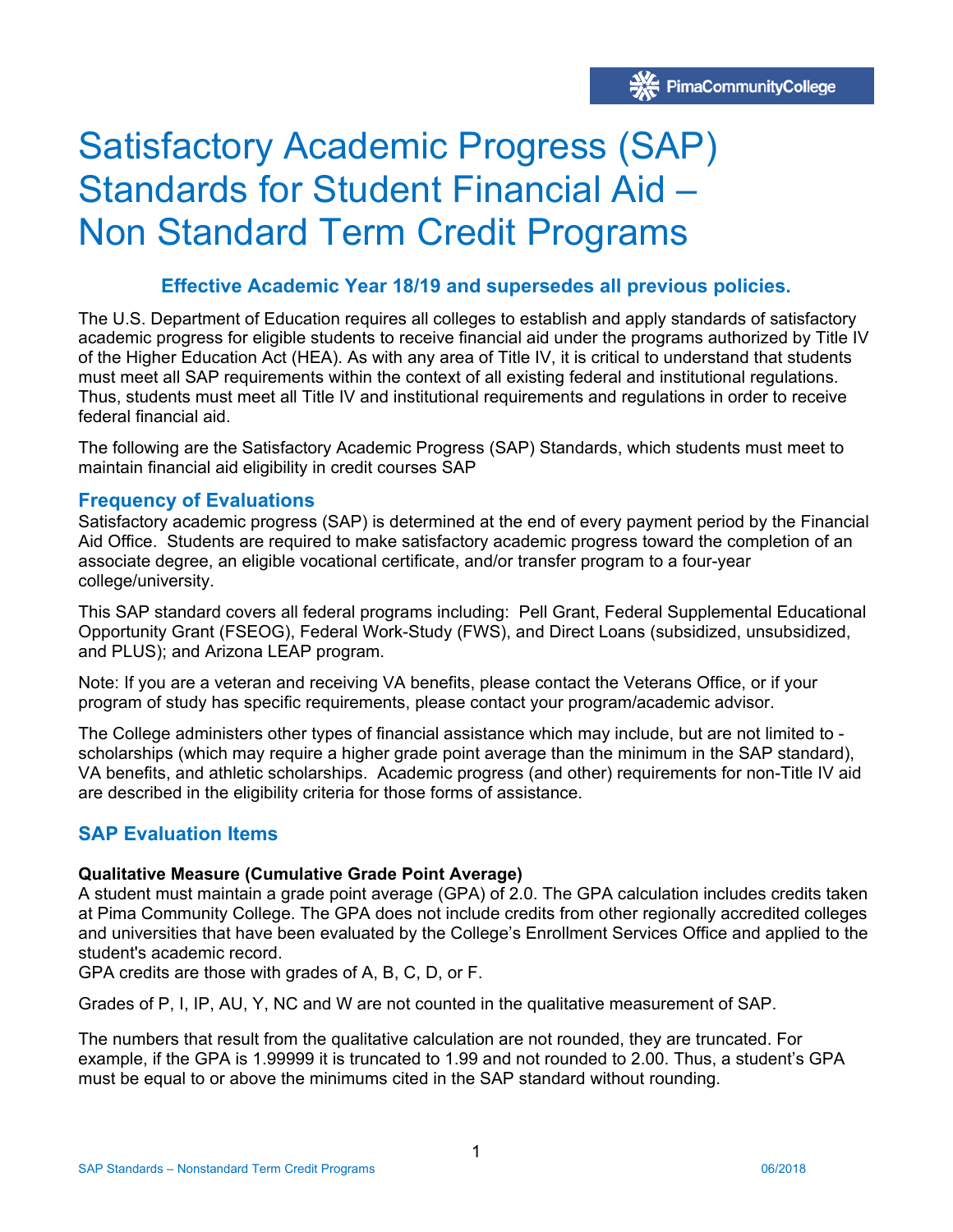# Satisfactory Academic Progress (SAP) Standards for Student Financial Aid – Non Standard Term Credit Programs

**Effective Academic Year 18/19 and supersedes all previous policies.**

The U.S. Department of Education requires all colleges to establish and apply standards of satisfactory academic progress for eligible students to receive financial aid under the programs authorized by Title IV of the Higher Education Act (HEA). As with any area of Title IV, it is critical to understand that students must meet all SAP requirements within the context of all existing federal and institutional regulations. Thus, students must meet all Title IV and institutional requirements and regulations in order to receive federal financial aid.

The following are the Satisfactory Academic Progress (SAP) Standards, which students must meet to maintain financial aid eligibility in credit courses SAP

## Frequency of Evaluations

Satisfactory academic progress (SAP) is determined at the end of every payment period by the Financial Aid Office. Students are required to make satisfactory academic progress toward the completion of an associate degree, an eligible vocational certificate, and/or transfer program to a four-year college/university.

This SAP standard covers all federal programs including: Pell Grant, Federal Supplemental Educational Opportunity Grant (FSEOG), Federal Work-Study (FWS), and Direct Loans (subsidized, unsubsidized, and PLUS); and Arizona LEAP program.

Note: If you are a veteran and receiving VA benefits, please contact the Veterans Office, or if your program of study has specific requirements, please contact your program/academic advisor.

The College administers other types of financial assistance which may include, but are not limited to - scholarships (which may require a higher grade point average than the minimum in the SAP standard), VA benefits, and athletic scholarships. Academic progress (and other) requirements for non-Title IV aid are described in the eligibility criteria for those forms of assistance.

## SAP Evaluation Items

**Qualitative Measure (Cumulative Grade Point Average)**

A student must maintain a grade point average (GPA) of 2.0. The GPA calculation includes credits taken at Pima Community College. The GPA does not include credits from other regionally accredited colleges and universities that have been evaluated by the College's Enrollment Services Office and applied to the student's academic record.

GPA credits are those with grades of A, B, C, D, or F.

Grades of P, I, IP, AU, Y, NC and W are not counted in the qualitative measurement of SAP.

The numbers that result from the qualitative calculation are not rounded, they are truncated. For example, if the GPA is 1.99999 it is truncated to 1.99 and not rounded to 2.00. Thus, a student's GPA must be equal to or above the minimums cited in the SAP standard without rounding.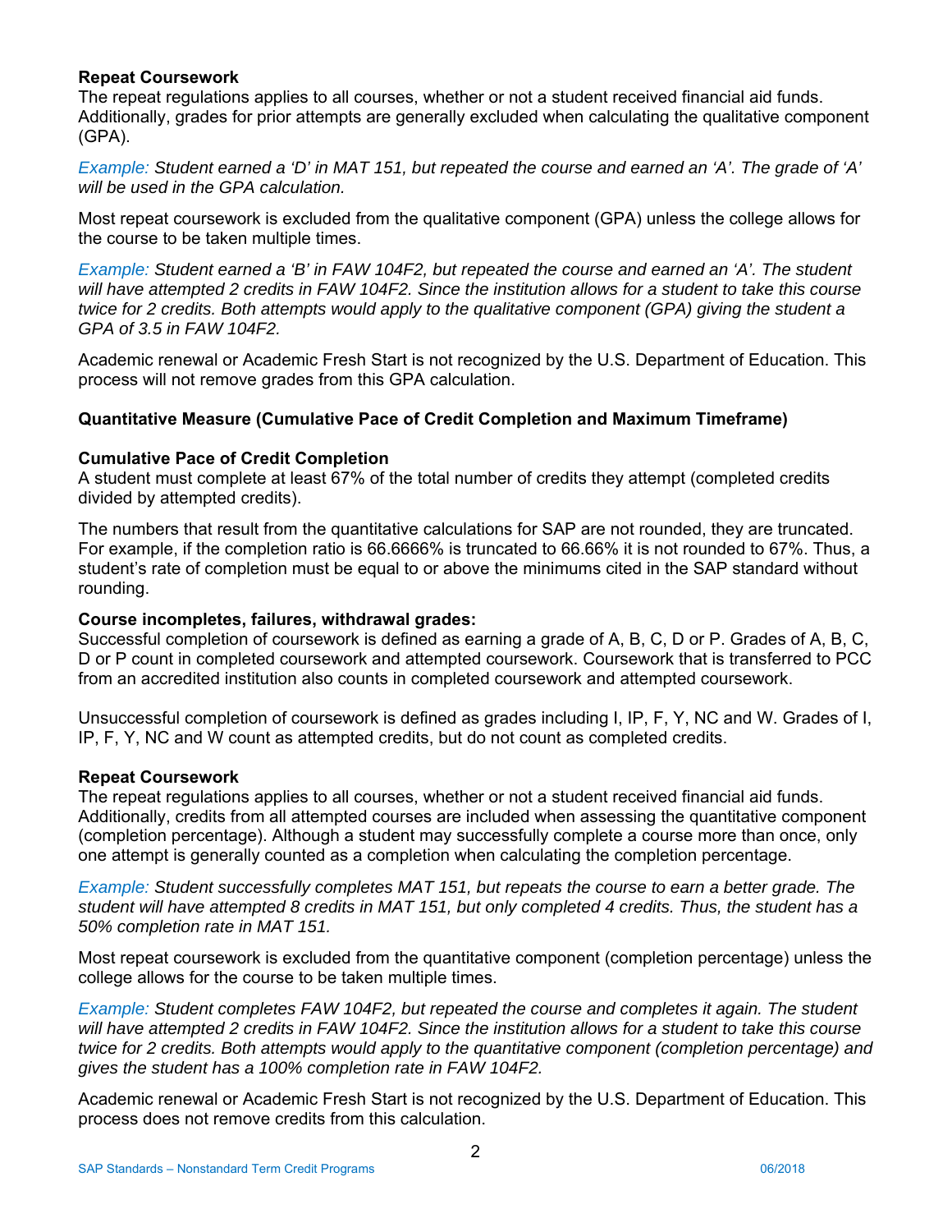**Repeat Coursework**

The repeat regulations applies to all courses, whether or not a student received financial aid funds. Additionally, grades for prior attempts are generally excluded when calculating the qualitative component (GPA).

*Example: Student earned a 'D' in MAT 151, but repeated the course and earned an 'A'. The grade of 'A' will be used in the GPA calculation.*

Most repeat coursework is excluded from the qualitative component (GPA) unless the college allows for the course to be taken multiple times.

*Example: Student earned a 'B' in FAW 104F2, but repeated the course and earned an 'A'. The student will have attempted 2 credits in FAW 104F2. Since the institution allows for a student to take this course twice for 2 credits. Both attempts would apply to the qualitative component (GPA) giving the student a GPA of 3.5 in FAW 104F2.*

Academic renewal or Academic Fresh Start is not recognized by the U.S. Department of Education. This process will not remove grades from this GPA calculation.

**Quantitative Measure (Cumulative Pace of Credit Completion and Maximum Timeframe)**

**Cumulative Pace of Credit Completion**

A student must complete at least 67% of the total number of credits they attempt (completed credits divided by attempted credits).

The numbers that result from the quantitative calculations for SAP are not rounded, they are truncated. For example, if the completion ratio is 66.6666% is truncated to 66.66% it is not rounded to 67%. Thus, a student's rate of completion must be equal to or above the minimums cited in the SAP standard without rounding.

**Course incompletes, failures, withdrawal grades:**

Successful completion of coursework is defined as earning a grade of A, B, C, D or P. Grades of A, B, C, D or P count in completed coursework and attempted coursework. Coursework that is transferred to PCC from an accredited institution also counts in completed coursework and attempted coursework.

Unsuccessful completion of coursework is defined as grades including I, IP, F, Y, NC and W. Grades of I, IP, F, Y, NC and W count as attempted credits, but do not count as completed credits.

**Repeat Coursework**

The repeat regulations applies to all courses, whether or not a student received financial aid funds. Additionally, credits from all attempted courses are included when assessing the quantitative component (completion percentage). Although a student may successfully complete a course more than once, only one attempt is generally counted as a completion when calculating the completion percentage.

*Example: Student successfully completes MAT 151, but repeats the course to earn a better grade. The student will have attempted 8 credits in MAT 151, but only completed 4 credits. Thus, the student has a 50% completion rate in MAT 151.*

Most repeat coursework is excluded from the quantitative component (completion percentage) unless the college allows for the course to be taken multiple times.

*Example: Student completes FAW 104F2, but repeated the course and completes it again. The student will have attempted 2 credits in FAW 104F2. Since the institution allows for a student to take this course twice for 2 credits. Both attempts would apply to the quantitative component (completion percentage) and gives the student has a 100% completion rate in FAW 104F2.*

Academic renewal or Academic Fresh Start is not recognized by the U.S. Department of Education. This process does not remove credits from this calculation.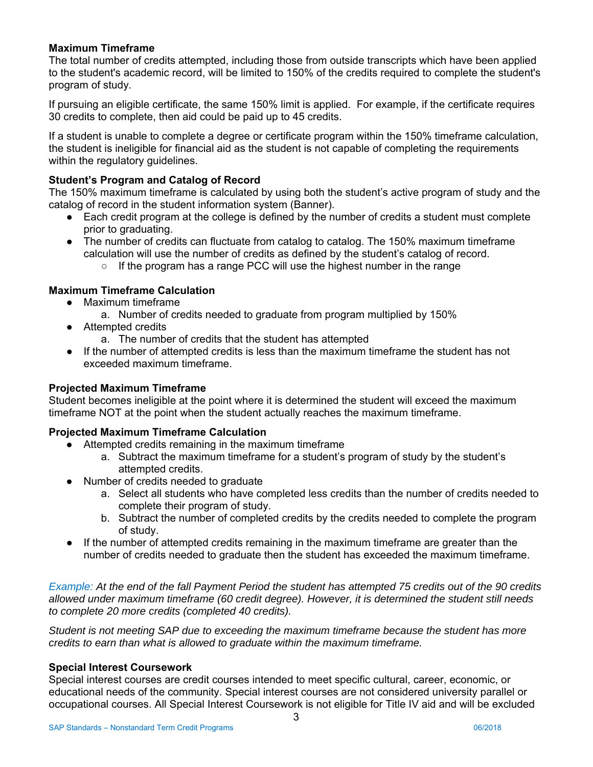**Maximum Timeframe**

The total number of credits attempted, including those from outside transcripts which have been applied to the student's academic record, will be limited to 150% of the credits required to complete the student's program of study.

If pursuing an eligible certificate, the same 150% limit is applied. For example, if the certificate requires 30 credits to complete, then aid could be paid up to 45 credits.

If a student is unable to complete a degree or certificate program within the 150% timeframe calculation, the student is ineligible for financial aid as the student is not capable of completing the requirements within the regulatory guidelines.

**Student's Program and Catalog of Record**

The 150% maximum timeframe is calculated by using both the student's active program of study and the catalog of record in the student information system (Banner).

- Each credit program at the college is defined by the number of credits a student must complete prior to graduating.
- The number of credits can fluctuate from catalog to catalog. The 150% maximum timeframe calculation will use the number of credits as defined by the student's catalog of record.
  - If the program has a range PCC will use the highest number in the range

**Maximum Timeframe Calculation**

- Maximum timeframe
  a. Number of credits needed to graduate from program multiplied by 150%
- Attempted credits
  a. The number of credits that the student has attempted
- If the number of attempted credits is less than the maximum timeframe the student has not exceeded maximum timeframe.

**Projected Maximum Timeframe**

Student becomes ineligible at the point where it is determined the student will exceed the maximum timeframe NOT at the point when the student actually reaches the maximum timeframe.

**Projected Maximum Timeframe Calculation**

- Attempted credits remaining in the maximum timeframe
  a. Subtract the maximum timeframe for a student's program of study by the student's attempted credits.
- Number of credits needed to graduate
  a. Select all students who have completed less credits than the number of credits needed to complete their program of study.
  b. Subtract the number of completed credits by the credits needed to complete the program of study.
- If the number of attempted credits remaining in the maximum timeframe are greater than the number of credits needed to graduate then the student has exceeded the maximum timeframe.

*Example: At the end of the fall Payment Period the student has attempted 75 credits out of the 90 credits allowed under maximum timeframe (60 credit degree). However, it is determined the student still needs to complete 20 more credits (completed 40 credits).*

*Student is not meeting SAP due to exceeding the maximum timeframe because the student has more credits to earn than what is allowed to graduate within the maximum timeframe.*

**Special Interest Coursework**

Special interest courses are credit courses intended to meet specific cultural, career, economic, or educational needs of the community. Special interest courses are not considered university parallel or occupational courses. All Special Interest Coursework is not eligible for Title IV aid and will be excluded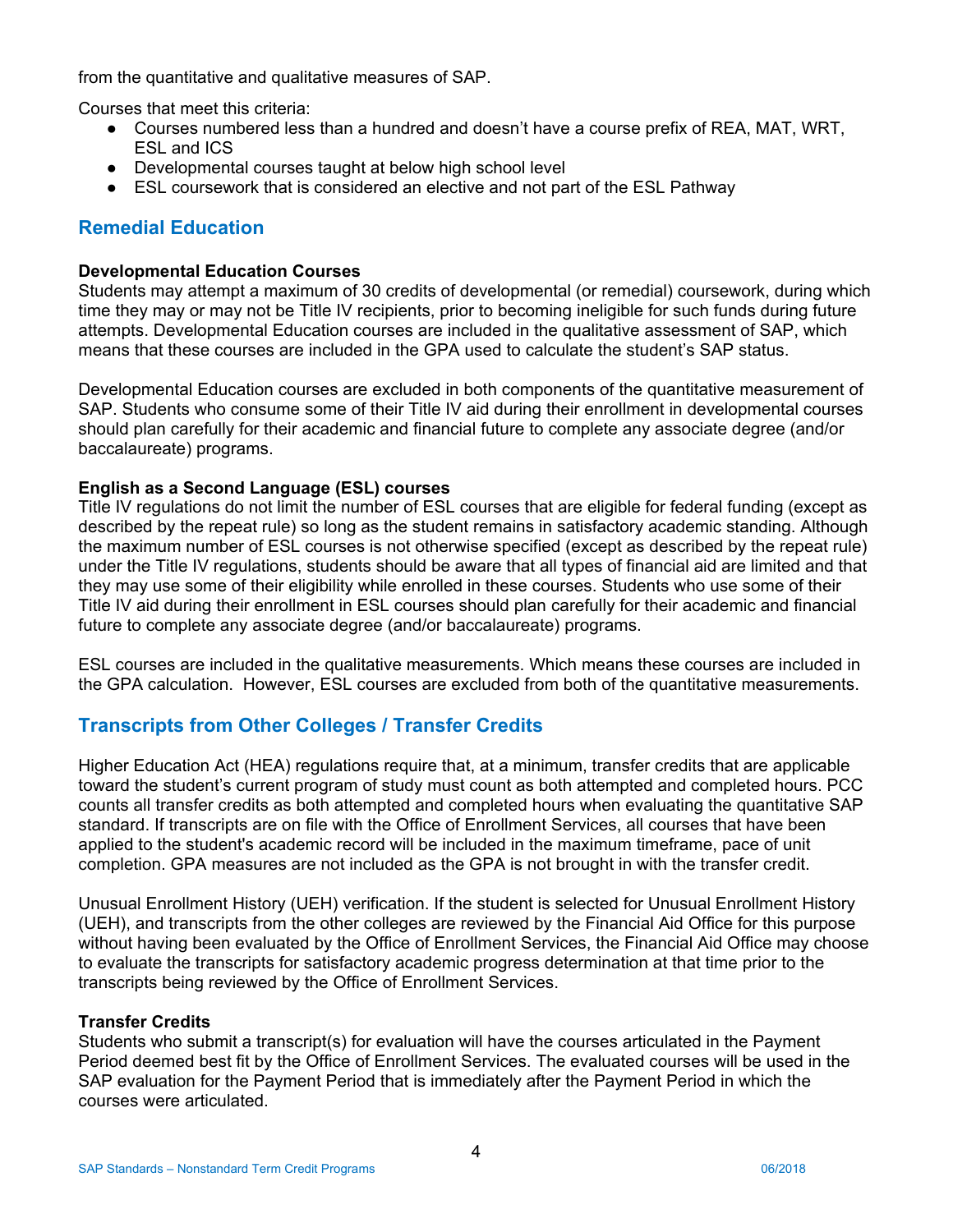from the quantitative and qualitative measures of SAP.

Courses that meet this criteria:

- Courses numbered less than a hundred and doesn't have a course prefix of REA, MAT, WRT, ESL and ICS
- Developmental courses taught at below high school level
- ESL coursework that is considered an elective and not part of the ESL Pathway

## Remedial Education

**Developmental Education Courses**
Students may attempt a maximum of 30 credits of developmental (or remedial) coursework, during which time they may or may not be Title IV recipients, prior to becoming ineligible for such funds during future attempts. Developmental Education courses are included in the qualitative assessment of SAP, which means that these courses are included in the GPA used to calculate the student's SAP status.

Developmental Education courses are excluded in both components of the quantitative measurement of SAP. Students who consume some of their Title IV aid during their enrollment in developmental courses should plan carefully for their academic and financial future to complete any associate degree (and/or baccalaureate) programs.

**English as a Second Language (ESL) courses**
Title IV regulations do not limit the number of ESL courses that are eligible for federal funding (except as described by the repeat rule) so long as the student remains in satisfactory academic standing. Although the maximum number of ESL courses is not otherwise specified (except as described by the repeat rule) under the Title IV regulations, students should be aware that all types of financial aid are limited and that they may use some of their eligibility while enrolled in these courses. Students who use some of their Title IV aid during their enrollment in ESL courses should plan carefully for their academic and financial future to complete any associate degree (and/or baccalaureate) programs.

ESL courses are included in the qualitative measurements. Which means these courses are included in the GPA calculation. However, ESL courses are excluded from both of the quantitative measurements.

## Transcripts from Other Colleges / Transfer Credits

Higher Education Act (HEA) regulations require that, at a minimum, transfer credits that are applicable toward the student's current program of study must count as both attempted and completed hours. PCC counts all transfer credits as both attempted and completed hours when evaluating the quantitative SAP standard. If transcripts are on file with the Office of Enrollment Services, all courses that have been applied to the student's academic record will be included in the maximum timeframe, pace of unit completion. GPA measures are not included as the GPA is not brought in with the transfer credit.

Unusual Enrollment History (UEH) verification. If the student is selected for Unusual Enrollment History (UEH), and transcripts from the other colleges are reviewed by the Financial Aid Office for this purpose without having been evaluated by the Office of Enrollment Services, the Financial Aid Office may choose to evaluate the transcripts for satisfactory academic progress determination at that time prior to the transcripts being reviewed by the Office of Enrollment Services.

**Transfer Credits**
Students who submit a transcript(s) for evaluation will have the courses articulated in the Payment Period deemed best fit by the Office of Enrollment Services. The evaluated courses will be used in the SAP evaluation for the Payment Period that is immediately after the Payment Period in which the courses were articulated.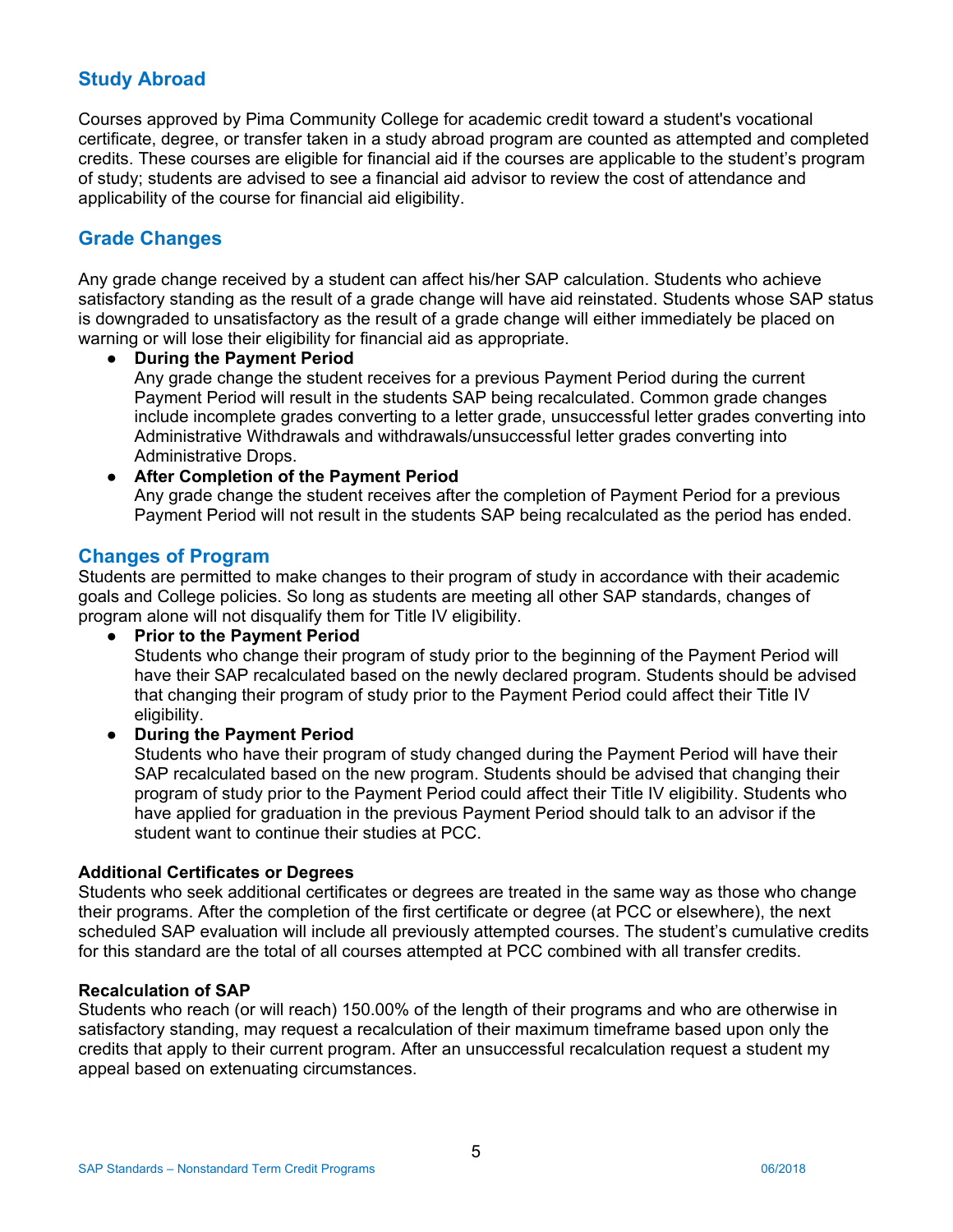## Study Abroad

Courses approved by Pima Community College for academic credit toward a student's vocational certificate, degree, or transfer taken in a study abroad program are counted as attempted and completed credits. These courses are eligible for financial aid if the courses are applicable to the student's program of study; students are advised to see a financial aid advisor to review the cost of attendance and applicability of the course for financial aid eligibility.

## Grade Changes

Any grade change received by a student can affect his/her SAP calculation. Students who achieve satisfactory standing as the result of a grade change will have aid reinstated. Students whose SAP status is downgraded to unsatisfactory as the result of a grade change will either immediately be placed on warning or will lose their eligibility for financial aid as appropriate.

- **During the Payment Period**
  Any grade change the student receives for a previous Payment Period during the current Payment Period will result in the students SAP being recalculated. Common grade changes include incomplete grades converting to a letter grade, unsuccessful letter grades converting into Administrative Withdrawals and withdrawals/unsuccessful letter grades converting into Administrative Drops.
- **After Completion of the Payment Period**
  Any grade change the student receives after the completion of Payment Period for a previous Payment Period will not result in the students SAP being recalculated as the period has ended.

## Changes of Program

Students are permitted to make changes to their program of study in accordance with their academic goals and College policies. So long as students are meeting all other SAP standards, changes of program alone will not disqualify them for Title IV eligibility.

- **Prior to the Payment Period**
  Students who change their program of study prior to the beginning of the Payment Period will have their SAP recalculated based on the newly declared program. Students should be advised that changing their program of study prior to the Payment Period could affect their Title IV eligibility.
- **During the Payment Period**
  Students who have their program of study changed during the Payment Period will have their SAP recalculated based on the new program. Students should be advised that changing their program of study prior to the Payment Period could affect their Title IV eligibility. Students who have applied for graduation in the previous Payment Period should talk to an advisor if the student want to continue their studies at PCC.

**Additional Certificates or Degrees**

Students who seek additional certificates or degrees are treated in the same way as those who change their programs. After the completion of the first certificate or degree (at PCC or elsewhere), the next scheduled SAP evaluation will include all previously attempted courses. The student's cumulative credits for this standard are the total of all courses attempted at PCC combined with all transfer credits.

**Recalculation of SAP**

Students who reach (or will reach) 150.00% of the length of their programs and who are otherwise in satisfactory standing, may request a recalculation of their maximum timeframe based upon only the credits that apply to their current program. After an unsuccessful recalculation request a student my appeal based on extenuating circumstances.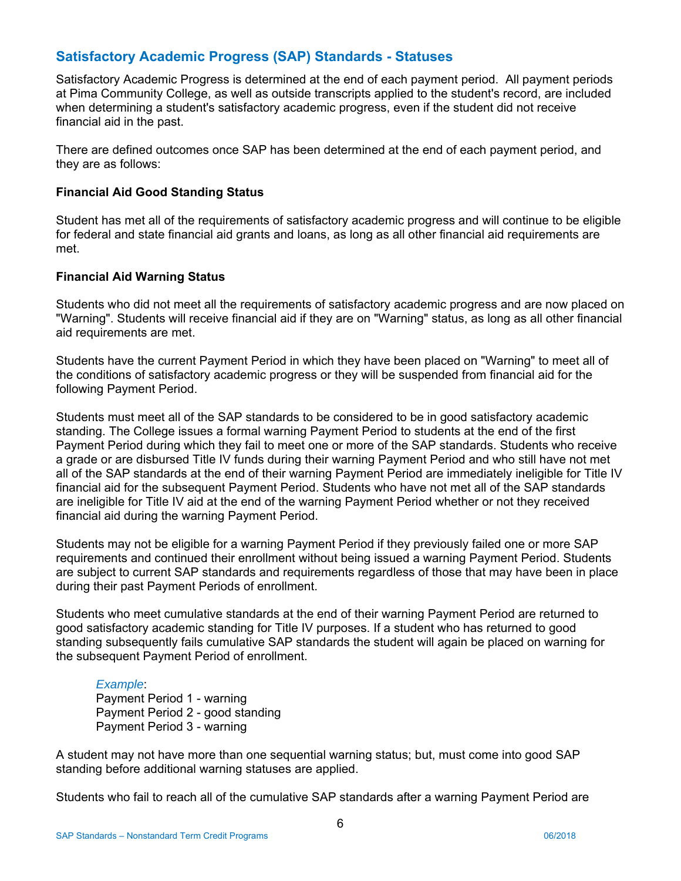## Satisfactory Academic Progress (SAP) Standards - Statuses

Satisfactory Academic Progress is determined at the end of each payment period. All payment periods at Pima Community College, as well as outside transcripts applied to the student's record, are included when determining a student's satisfactory academic progress, even if the student did not receive financial aid in the past.

There are defined outcomes once SAP has been determined at the end of each payment period, and they are as follows:

### Financial Aid Good Standing Status

Student has met all of the requirements of satisfactory academic progress and will continue to be eligible for federal and state financial aid grants and loans, as long as all other financial aid requirements are met.

### Financial Aid Warning Status

Students who did not meet all the requirements of satisfactory academic progress and are now placed on "Warning". Students will receive financial aid if they are on "Warning" status, as long as all other financial aid requirements are met.

Students have the current Payment Period in which they have been placed on "Warning" to meet all of the conditions of satisfactory academic progress or they will be suspended from financial aid for the following Payment Period.

Students must meet all of the SAP standards to be considered to be in good satisfactory academic standing. The College issues a formal warning Payment Period to students at the end of the first Payment Period during which they fail to meet one or more of the SAP standards. Students who receive a grade or are disbursed Title IV funds during their warning Payment Period and who still have not met all of the SAP standards at the end of their warning Payment Period are immediately ineligible for Title IV financial aid for the subsequent Payment Period. Students who have not met all of the SAP standards are ineligible for Title IV aid at the end of the warning Payment Period whether or not they received financial aid during the warning Payment Period.

Students may not be eligible for a warning Payment Period if they previously failed one or more SAP requirements and continued their enrollment without being issued a warning Payment Period. Students are subject to current SAP standards and requirements regardless of those that may have been in place during their past Payment Periods of enrollment.

Students who meet cumulative standards at the end of their warning Payment Period are returned to good satisfactory academic standing for Title IV purposes. If a student who has returned to good standing subsequently fails cumulative SAP standards the student will again be placed on warning for the subsequent Payment Period of enrollment.

> *Example*:
> Payment Period 1 - warning
> Payment Period 2 - good standing
> Payment Period 3 - warning

A student may not have more than one sequential warning status; but, must come into good SAP standing before additional warning statuses are applied.

Students who fail to reach all of the cumulative SAP standards after a warning Payment Period are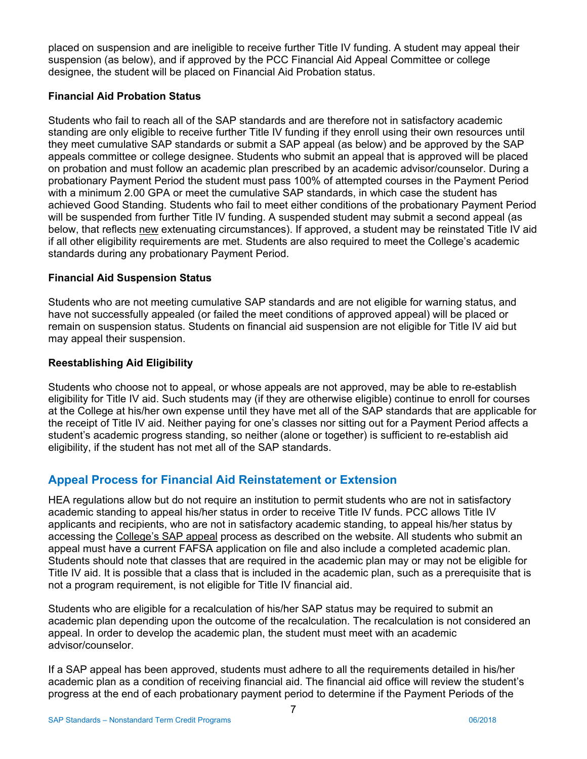placed on suspension and are ineligible to receive further Title IV funding. A student may appeal their suspension (as below), and if approved by the PCC Financial Aid Appeal Committee or college designee, the student will be placed on Financial Aid Probation status.

**Financial Aid Probation Status**

Students who fail to reach all of the SAP standards and are therefore not in satisfactory academic standing are only eligible to receive further Title IV funding if they enroll using their own resources until they meet cumulative SAP standards or submit a SAP appeal (as below) and be approved by the SAP appeals committee or college designee. Students who submit an appeal that is approved will be placed on probation and must follow an academic plan prescribed by an academic advisor/counselor. During a probationary Payment Period the student must pass 100% of attempted courses in the Payment Period with a minimum 2.00 GPA or meet the cumulative SAP standards, in which case the student has achieved Good Standing. Students who fail to meet either conditions of the probationary Payment Period will be suspended from further Title IV funding. A suspended student may submit a second appeal (as below, that reflects new extenuating circumstances). If approved, a student may be reinstated Title IV aid if all other eligibility requirements are met. Students are also required to meet the College's academic standards during any probationary Payment Period.

**Financial Aid Suspension Status**

Students who are not meeting cumulative SAP standards and are not eligible for warning status, and have not successfully appealed (or failed the meet conditions of approved appeal) will be placed or remain on suspension status. Students on financial aid suspension are not eligible for Title IV aid but may appeal their suspension.

**Reestablishing Aid Eligibility**

Students who choose not to appeal, or whose appeals are not approved, may be able to re-establish eligibility for Title IV aid. Such students may (if they are otherwise eligible) continue to enroll for courses at the College at his/her own expense until they have met all of the SAP standards that are applicable for the receipt of Title IV aid. Neither paying for one's classes nor sitting out for a Payment Period affects a student's academic progress standing, so neither (alone or together) is sufficient to re-establish aid eligibility, if the student has not met all of the SAP standards.

## Appeal Process for Financial Aid Reinstatement or Extension

HEA regulations allow but do not require an institution to permit students who are not in satisfactory academic standing to appeal his/her status in order to receive Title IV funds. PCC allows Title IV applicants and recipients, who are not in satisfactory academic standing, to appeal his/her status by accessing the College's SAP appeal process as described on the website. All students who submit an appeal must have a current FAFSA application on file and also include a completed academic plan. Students should note that classes that are required in the academic plan may or may not be eligible for Title IV aid. It is possible that a class that is included in the academic plan, such as a prerequisite that is not a program requirement, is not eligible for Title IV financial aid.

Students who are eligible for a recalculation of his/her SAP status may be required to submit an academic plan depending upon the outcome of the recalculation. The recalculation is not considered an appeal. In order to develop the academic plan, the student must meet with an academic advisor/counselor.

If a SAP appeal has been approved, students must adhere to all the requirements detailed in his/her academic plan as a condition of receiving financial aid. The financial aid office will review the student's progress at the end of each probationary payment period to determine if the Payment Periods of the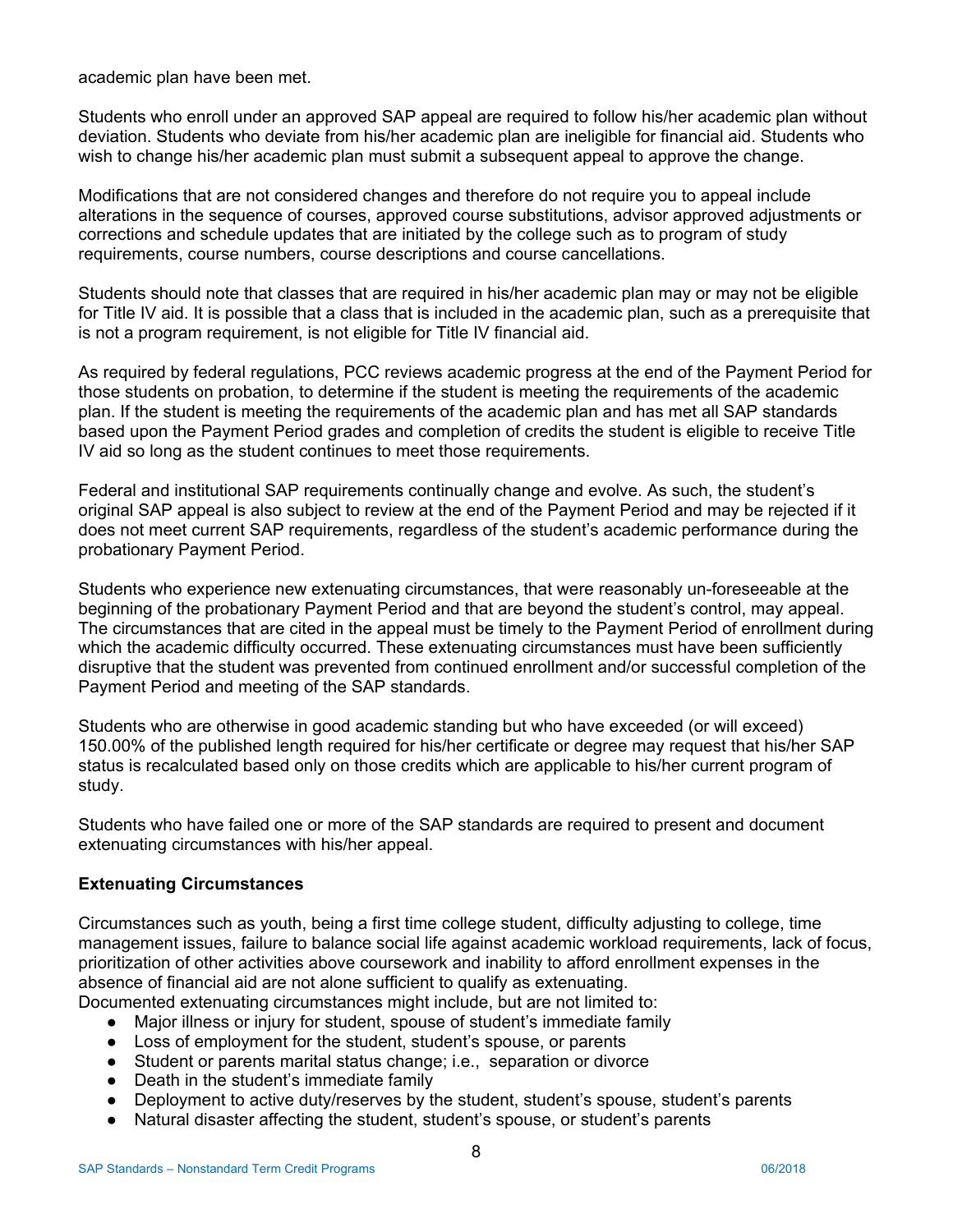academic plan have been met.

Students who enroll under an approved SAP appeal are required to follow his/her academic plan without deviation. Students who deviate from his/her academic plan are ineligible for financial aid. Students who wish to change his/her academic plan must submit a subsequent appeal to approve the change.

Modifications that are not considered changes and therefore do not require you to appeal include alterations in the sequence of courses, approved course substitutions, advisor approved adjustments or corrections and schedule updates that are initiated by the college such as to program of study requirements, course numbers, course descriptions and course cancellations.

Students should note that classes that are required in his/her academic plan may or may not be eligible for Title IV aid. It is possible that a class that is included in the academic plan, such as a prerequisite that is not a program requirement, is not eligible for Title IV financial aid.

As required by federal regulations, PCC reviews academic progress at the end of the Payment Period for those students on probation, to determine if the student is meeting the requirements of the academic plan. If the student is meeting the requirements of the academic plan and has met all SAP standards based upon the Payment Period grades and completion of credits the student is eligible to receive Title IV aid so long as the student continues to meet those requirements.

Federal and institutional SAP requirements continually change and evolve. As such, the student's original SAP appeal is also subject to review at the end of the Payment Period and may be rejected if it does not meet current SAP requirements, regardless of the student's academic performance during the probationary Payment Period.

Students who experience new extenuating circumstances, that were reasonably un-foreseeable at the beginning of the probationary Payment Period and that are beyond the student's control, may appeal. The circumstances that are cited in the appeal must be timely to the Payment Period of enrollment during which the academic difficulty occurred. These extenuating circumstances must have been sufficiently disruptive that the student was prevented from continued enrollment and/or successful completion of the Payment Period and meeting of the SAP standards.

Students who are otherwise in good academic standing but who have exceeded (or will exceed) 150.00% of the published length required for his/her certificate or degree may request that his/her SAP status is recalculated based only on those credits which are applicable to his/her current program of study.

Students who have failed one or more of the SAP standards are required to present and document extenuating circumstances with his/her appeal.

**Extenuating Circumstances**

Circumstances such as youth, being a first time college student, difficulty adjusting to college, time management issues, failure to balance social life against academic workload requirements, lack of focus, prioritization of other activities above coursework and inability to afford enrollment expenses in the absence of financial aid are not alone sufficient to qualify as extenuating.
Documented extenuating circumstances might include, but are not limited to:

- Major illness or injury for student, spouse of student's immediate family
- Loss of employment for the student, student's spouse, or parents
- Student or parents marital status change; i.e., separation or divorce
- Death in the student's immediate family
- Deployment to active duty/reserves by the student, student's spouse, student's parents
- Natural disaster affecting the student, student's spouse, or student's parents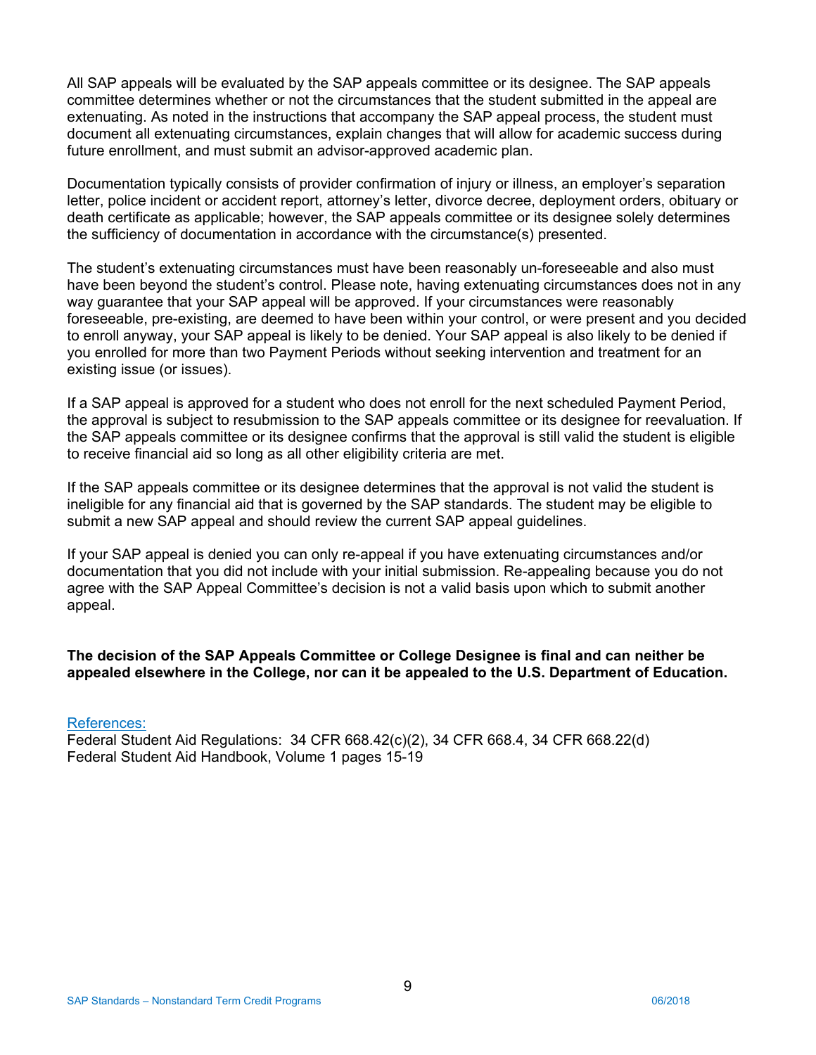All SAP appeals will be evaluated by the SAP appeals committee or its designee. The SAP appeals committee determines whether or not the circumstances that the student submitted in the appeal are extenuating. As noted in the instructions that accompany the SAP appeal process, the student must document all extenuating circumstances, explain changes that will allow for academic success during future enrollment, and must submit an advisor-approved academic plan.

Documentation typically consists of provider confirmation of injury or illness, an employer's separation letter, police incident or accident report, attorney's letter, divorce decree, deployment orders, obituary or death certificate as applicable; however, the SAP appeals committee or its designee solely determines the sufficiency of documentation in accordance with the circumstance(s) presented.

The student's extenuating circumstances must have been reasonably un-foreseeable and also must have been beyond the student's control. Please note, having extenuating circumstances does not in any way guarantee that your SAP appeal will be approved. If your circumstances were reasonably foreseeable, pre-existing, are deemed to have been within your control, or were present and you decided to enroll anyway, your SAP appeal is likely to be denied. Your SAP appeal is also likely to be denied if you enrolled for more than two Payment Periods without seeking intervention and treatment for an existing issue (or issues).

If a SAP appeal is approved for a student who does not enroll for the next scheduled Payment Period, the approval is subject to resubmission to the SAP appeals committee or its designee for reevaluation. If the SAP appeals committee or its designee confirms that the approval is still valid the student is eligible to receive financial aid so long as all other eligibility criteria are met.

If the SAP appeals committee or its designee determines that the approval is not valid the student is ineligible for any financial aid that is governed by the SAP standards. The student may be eligible to submit a new SAP appeal and should review the current SAP appeal guidelines.

If your SAP appeal is denied you can only re-appeal if you have extenuating circumstances and/or documentation that you did not include with your initial submission. Re-appealing because you do not agree with the SAP Appeal Committee's decision is not a valid basis upon which to submit another appeal.

**The decision of the SAP Appeals Committee or College Designee is final and can neither be appealed elsewhere in the College, nor can it be appealed to the U.S. Department of Education.**

References:

Federal Student Aid Regulations: 34 CFR 668.42(c)(2), 34 CFR 668.4, 34 CFR 668.22(d)
Federal Student Aid Handbook, Volume 1 pages 15-19